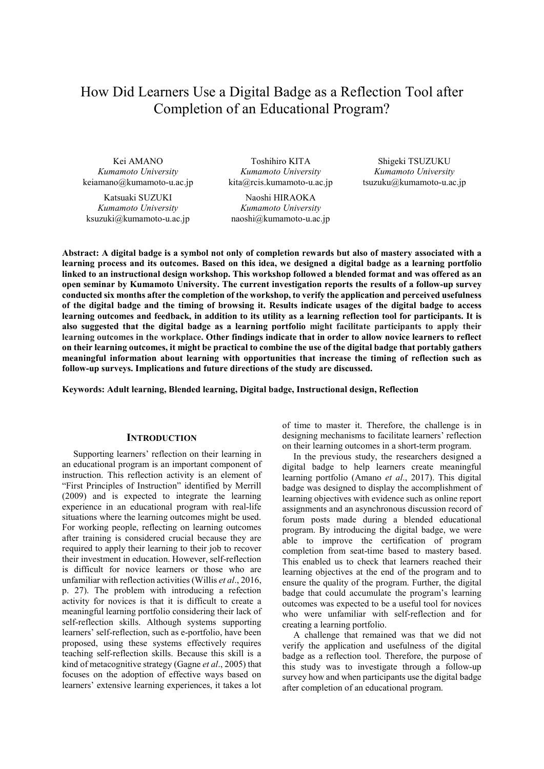# How Did Learners Use a Digital Badge as a Reflection Tool after Completion of an Educational Program?

Kei AMANO
*Kumamoto University*
keiamano@kumamoto-u.ac.jp

Toshihiro KITA
*Kumamoto University*
kita@rcis.kumamoto-u.ac.jp

Shigeki TSUZUKU
*Kumamoto University*
tsuzuku@kumamoto-u.ac.jp

Katsuaki SUZUKI
*Kumamoto University*
ksuzuki@kumamoto-u.ac.jp

Naoshi HIRAOKA
*Kumamoto University*
naoshi@kumamoto-u.ac.jp

**Abstract: A digital badge is a symbol not only of completion rewards but also of mastery associated with a learning process and its outcomes. Based on this idea, we designed a digital badge as a learning portfolio linked to an instructional design workshop. This workshop followed a blended format and was offered as an open seminar by Kumamoto University. The current investigation reports the results of a follow-up survey conducted six months after the completion of the workshop, to verify the application and perceived usefulness of the digital badge and the timing of browsing it. Results indicate usages of the digital badge to access learning outcomes and feedback, in addition to its utility as a learning reflection tool for participants. It is also suggested that the digital badge as a learning portfolio might facilitate participants to apply their learning outcomes in the workplace. Other findings indicate that in order to allow novice learners to reflect on their learning outcomes, it might be practical to combine the use of the digital badge that portably gathers meaningful information about learning with opportunities that increase the timing of reflection such as follow-up surveys. Implications and future directions of the study are discussed.**

**Keywords: Adult learning, Blended learning, Digital badge, Instructional design, Reflection**

## INTRODUCTION

Supporting learners' reflection on their learning in an educational program is an important component of instruction. This reflection activity is an element of "First Principles of Instruction" identified by Merrill (2009) and is expected to integrate the learning experience in an educational program with real-life situations where the learning outcomes might be used. For working people, reflecting on learning outcomes after training is considered crucial because they are required to apply their learning to their job to recover their investment in education. However, self-reflection is difficult for novice learners or those who are unfamiliar with reflection activities (Willis *et al*., 2016, p. 27). The problem with introducing a refection activity for novices is that it is difficult to create a meaningful learning portfolio considering their lack of self-reflection skills. Although systems supporting learners' self-reflection, such as e-portfolio, have been proposed, using these systems effectively requires teaching self-reflection skills. Because this skill is a kind of metacognitive strategy (Gagne *et al*., 2005) that focuses on the adoption of effective ways based on learners' extensive learning experiences, it takes a lot of time to master it. Therefore, the challenge is in designing mechanisms to facilitate learners' reflection on their learning outcomes in a short-term program.

In the previous study, the researchers designed a digital badge to help learners create meaningful learning portfolio (Amano *et al*., 2017). This digital badge was designed to display the accomplishment of learning objectives with evidence such as online report assignments and an asynchronous discussion record of forum posts made during a blended educational program. By introducing the digital badge, we were able to improve the certification of program completion from seat-time based to mastery based. This enabled us to check that learners reached their learning objectives at the end of the program and to ensure the quality of the program. Further, the digital badge that could accumulate the program's learning outcomes was expected to be a useful tool for novices who were unfamiliar with self-reflection and for creating a learning portfolio.

A challenge that remained was that we did not verify the application and usefulness of the digital badge as a reflection tool. Therefore, the purpose of this study was to investigate through a follow-up survey how and when participants use the digital badge after completion of an educational program.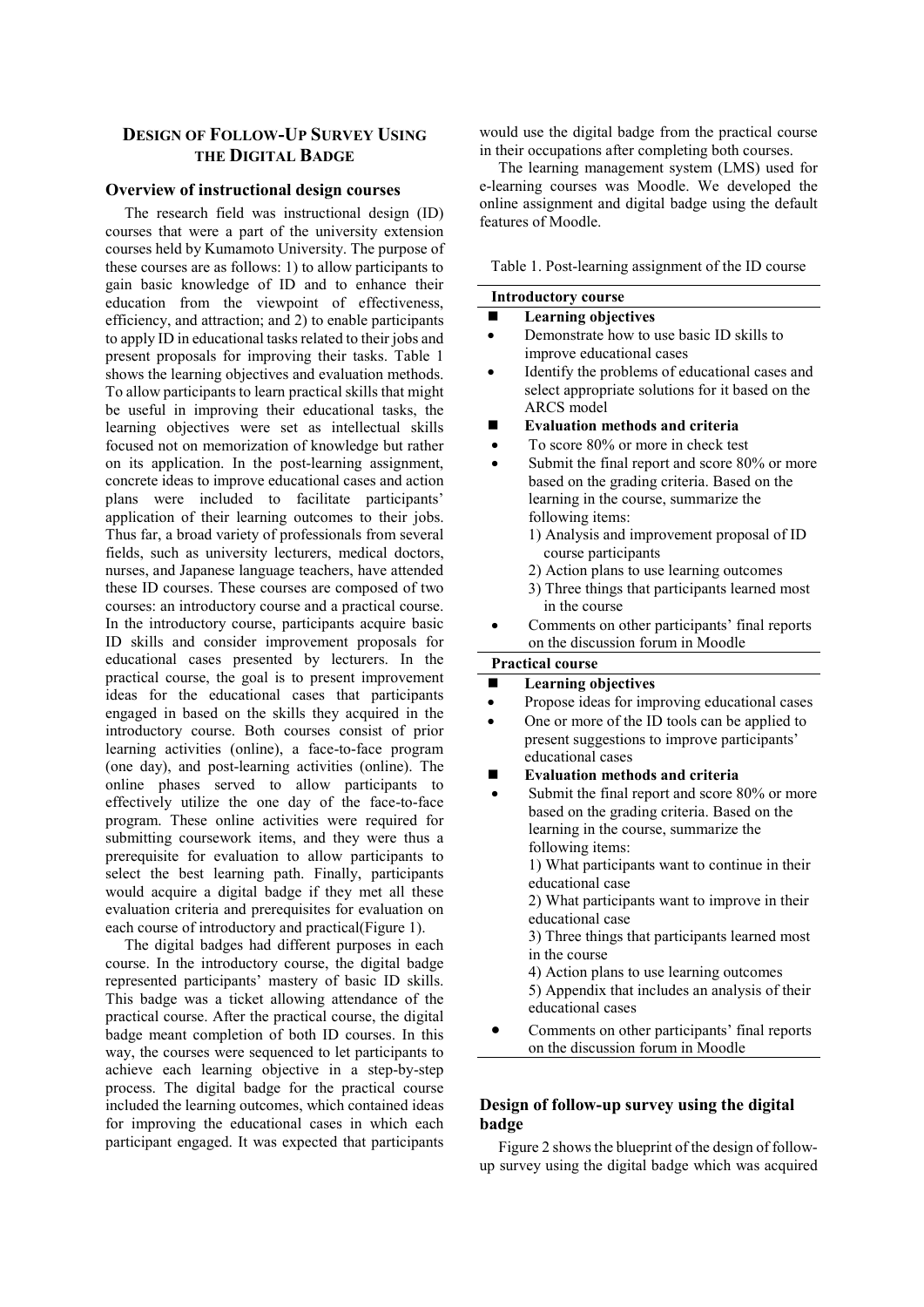## DESIGN OF FOLLOW-UP SURVEY USING THE DIGITAL BADGE

### Overview of instructional design courses

The research field was instructional design (ID) courses that were a part of the university extension courses held by Kumamoto University. The purpose of these courses are as follows: 1) to allow participants to gain basic knowledge of ID and to enhance their education from the viewpoint of effectiveness, efficiency, and attraction; and 2) to enable participants to apply ID in educational tasks related to their jobs and present proposals for improving their tasks. Table 1 shows the learning objectives and evaluation methods. To allow participants to learn practical skills that might be useful in improving their educational tasks, the learning objectives were set as intellectual skills focused not on memorization of knowledge but rather on its application. In the post-learning assignment, concrete ideas to improve educational cases and action plans were included to facilitate participants' application of their learning outcomes to their jobs. Thus far, a broad variety of professionals from several fields, such as university lecturers, medical doctors, nurses, and Japanese language teachers, have attended these ID courses. These courses are composed of two courses: an introductory course and a practical course. In the introductory course, participants acquire basic ID skills and consider improvement proposals for educational cases presented by lecturers. In the practical course, the goal is to present improvement ideas for the educational cases that participants engaged in based on the skills they acquired in the introductory course. Both courses consist of prior learning activities (online), a face-to-face program (one day), and post-learning activities (online). The online phases served to allow participants to effectively utilize the one day of the face-to-face program. These online activities were required for submitting coursework items, and they were thus a prerequisite for evaluation to allow participants to select the best learning path. Finally, participants would acquire a digital badge if they met all these evaluation criteria and prerequisites for evaluation on each course of introductory and practical(Figure 1).

The digital badges had different purposes in each course. In the introductory course, the digital badge represented participants' mastery of basic ID skills. This badge was a ticket allowing attendance of the practical course. After the practical course, the digital badge meant completion of both ID courses. In this way, the courses were sequenced to let participants to achieve each learning objective in a step-by-step process. The digital badge for the practical course included the learning outcomes, which contained ideas for improving the educational cases in which each participant engaged. It was expected that participants would use the digital badge from the practical course in their occupations after completing both courses.

The learning management system (LMS) used for e-learning courses was Moodle. We developed the online assignment and digital badge using the default features of Moodle.

Table 1. Post-learning assignment of the ID course

| Introductory course |
|---|
| ■ **Learning objectives** |
| • Demonstrate how to use basic ID skills to improve educational cases |
| • Identify the problems of educational cases and select appropriate solutions for it based on the ARCS model |
| ■ **Evaluation methods and criteria** |
| • To score 80% or more in check test |
| • Submit the final report and score 80% or more based on the grading criteria. Based on the learning in the course, summarize the following items: 1) Analysis and improvement proposal of ID course participants 2) Action plans to use learning outcomes 3) Three things that participants learned most in the course |
| • Comments on other participants' final reports on the discussion forum in Moodle |
| **Practical course** |
| ■ **Learning objectives** |
| • Propose ideas for improving educational cases |
| • One or more of the ID tools can be applied to present suggestions to improve participants' educational cases |
| ■ **Evaluation methods and criteria** |
| • Submit the final report and score 80% or more based on the grading criteria. Based on the learning in the course, summarize the following items: 1) What participants want to continue in their educational case 2) What participants want to improve in their educational case 3) Three things that participants learned most in the course 4) Action plans to use learning outcomes 5) Appendix that includes an analysis of their educational cases |
| • Comments on other participants' final reports on the discussion forum in Moodle |

### Design of follow-up survey using the digital badge

Figure 2 shows the blueprint of the design of follow-up survey using the digital badge which was acquired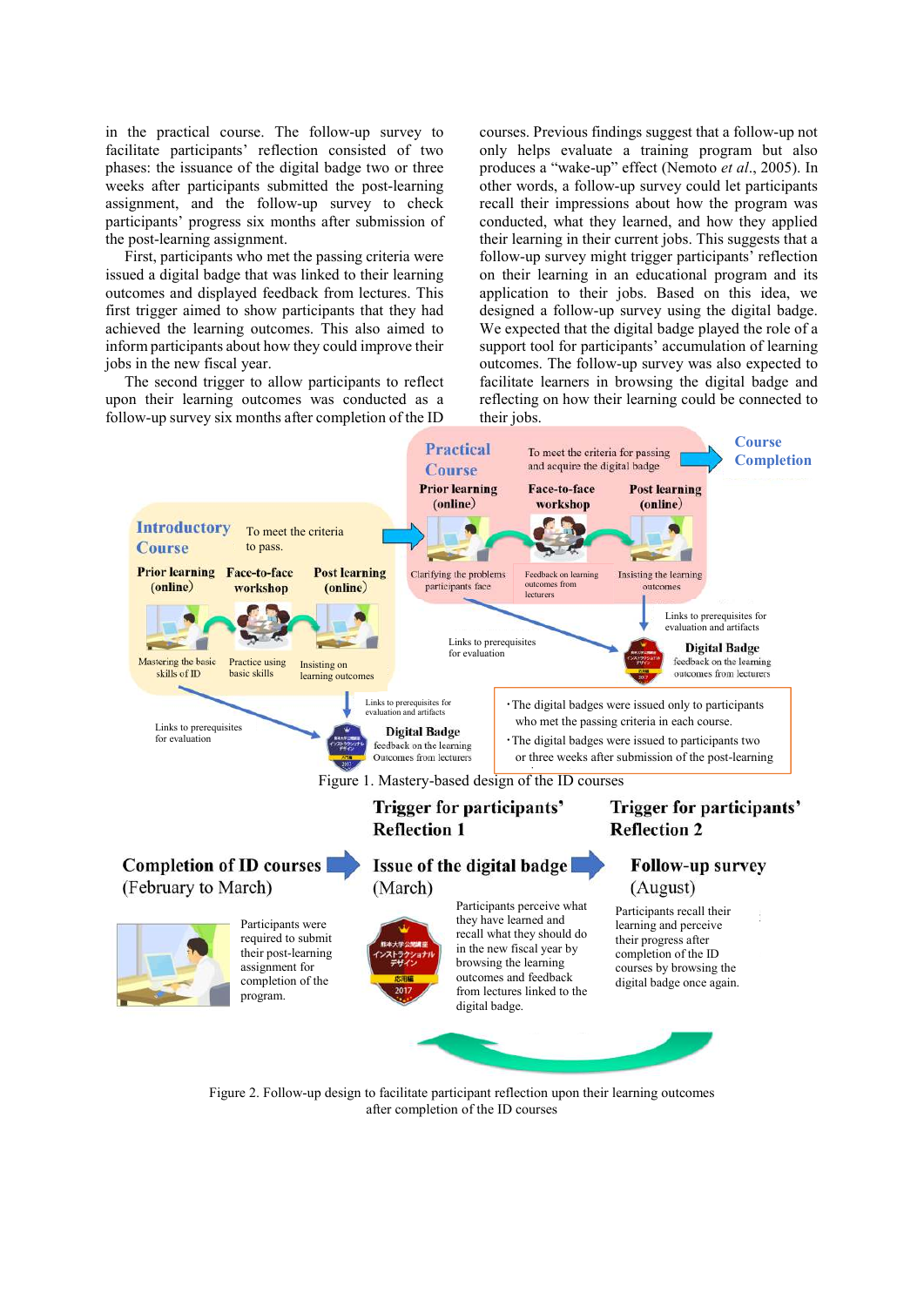in the practical course. The follow-up survey to facilitate participants' reflection consisted of two phases: the issuance of the digital badge two or three weeks after participants submitted the post-learning assignment, and the follow-up survey to check participants' progress six months after submission of the post-learning assignment.

First, participants who met the passing criteria were issued a digital badge that was linked to their learning outcomes and displayed feedback from lectures. This first trigger aimed to show participants that they had achieved the learning outcomes. This also aimed to inform participants about how they could improve their jobs in the new fiscal year.

The second trigger to allow participants to reflect upon their learning outcomes was conducted as a follow-up survey six months after completion of the ID courses. Previous findings suggest that a follow-up not only helps evaluate a training program but also produces a "wake-up" effect (Nemoto *et al*., 2005). In other words, a follow-up survey could let participants recall their impressions about how the program was conducted, what they learned, and how they applied their learning in their current jobs. This suggests that a follow-up survey might trigger participants' reflection on their learning in an educational program and its application to their jobs. Based on this idea, we designed a follow-up survey using the digital badge. We expected that the digital badge played the role of a support tool for participants' accumulation of learning outcomes. The follow-up survey was also expected to facilitate learners in browsing the digital badge and reflecting on how their learning could be connected to their jobs.

Figure 1. Mastery-based design of the ID courses

Figure 2. Follow-up design to facilitate participant reflection upon their learning outcomes after completion of the ID courses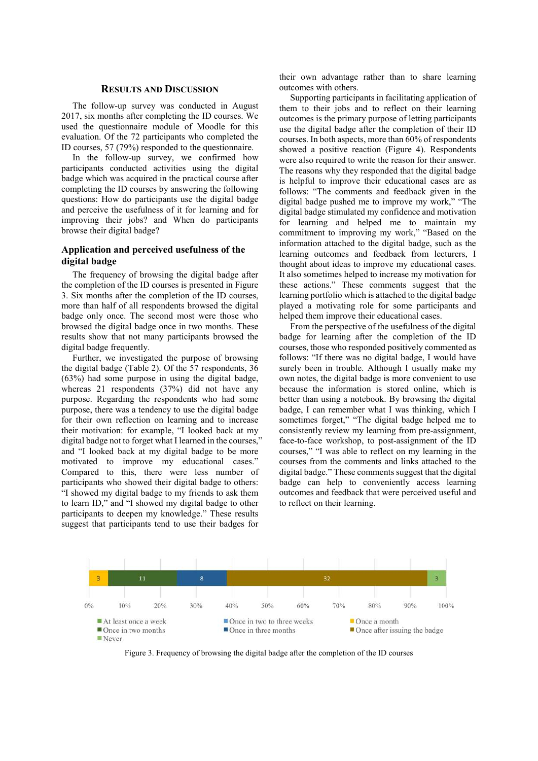## Results and Discussion

The follow-up survey was conducted in August 2017, six months after completing the ID courses. We used the questionnaire module of Moodle for this evaluation. Of the 72 participants who completed the ID courses, 57 (79%) responded to the questionnaire.

In the follow-up survey, we confirmed how participants conducted activities using the digital badge which was acquired in the practical course after completing the ID courses by answering the following questions: How do participants use the digital badge and perceive the usefulness of it for learning and for improving their jobs? and When do participants browse their digital badge?

### Application and perceived usefulness of the digital badge

The frequency of browsing the digital badge after the completion of the ID courses is presented in Figure 3. Six months after the completion of the ID courses, more than half of all respondents browsed the digital badge only once. The second most were those who browsed the digital badge once in two months. These results show that not many participants browsed the digital badge frequently.

Further, we investigated the purpose of browsing the digital badge (Table 2). Of the 57 respondents, 36 (63%) had some purpose in using the digital badge, whereas 21 respondents (37%) did not have any purpose. Regarding the respondents who had some purpose, there was a tendency to use the digital badge for their own reflection on learning and to increase their motivation: for example, "I looked back at my digital badge not to forget what I learned in the courses," and "I looked back at my digital badge to be more motivated to improve my educational cases." Compared to this, there were less number of participants who showed their digital badge to others: "I showed my digital badge to my friends to ask them to learn ID," and "I showed my digital badge to other participants to deepen my knowledge." These results suggest that participants tend to use their badges for their own advantage rather than to share learning outcomes with others.

Supporting participants in facilitating application of them to their jobs and to reflect on their learning outcomes is the primary purpose of letting participants use the digital badge after the completion of their ID courses. In both aspects, more than 60% of respondents showed a positive reaction (Figure 4). Respondents were also required to write the reason for their answer. The reasons why they responded that the digital badge is helpful to improve their educational cases are as follows: "The comments and feedback given in the digital badge pushed me to improve my work," "The digital badge stimulated my confidence and motivation for learning and helped me to maintain my commitment to improving my work," "Based on the information attached to the digital badge, such as the learning outcomes and feedback from lecturers, I thought about ideas to improve my educational cases. It also sometimes helped to increase my motivation for these actions." These comments suggest that the learning portfolio which is attached to the digital badge played a motivating role for some participants and helped them improve their educational cases.

From the perspective of the usefulness of the digital badge for learning after the completion of the ID courses, those who responded positively commented as follows: "If there was no digital badge, I would have surely been in trouble. Although I usually make my own notes, the digital badge is more convenient to use because the information is stored online, which is better than using a notebook. By browsing the digital badge, I can remember what I was thinking, which I sometimes forget," "The digital badge helped me to consistently review my learning from pre-assignment, face-to-face workshop, to post-assignment of the ID courses," "I was able to reflect on my learning in the courses from the comments and links attached to the digital badge." These comments suggest that the digital badge can help to conveniently access learning outcomes and feedback that were perceived useful and to reflect on their learning.

| Frequency | Number of respondents |
|---|---|
| Once a month | 3 |
| Once in two months | 11 |
| Once in three months | 8 |
| Once after issuing the badge | 32 |
| Never | 3 |

Legend: At least once a week; Once in two to three weeks; Once a month; Once in two months; Once in three months; Once after issuing the badge; Never

Figure 3. Frequency of browsing the digital badge after the completion of the ID courses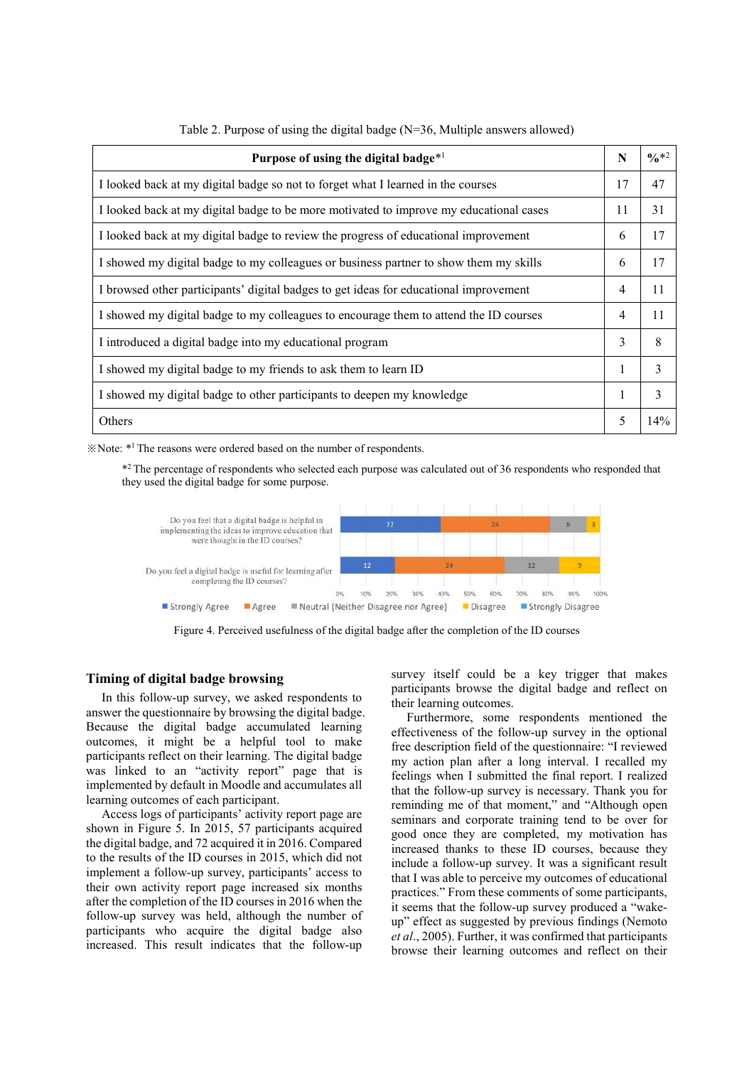Table 2. Purpose of using the digital badge (N=36, Multiple answers allowed)

| Purpose of using the digital badge*[1] | N | %*[2] |
|---|---|---|
| I looked back at my digital badge so not to forget what I learned in the courses | 17 | 47 |
| I looked back at my digital badge to be more motivated to improve my educational cases | 11 | 31 |
| I looked back at my digital badge to review the progress of educational improvement | 6 | 17 |
| I showed my digital badge to my colleagues or business partner to show them my skills | 6 | 17 |
| I browsed other participants' digital badges to get ideas for educational improvement | 4 | 11 |
| I showed my digital badge to my colleagues to encourage them to attend the ID courses | 4 | 11 |
| I introduced a digital badge into my educational program | 3 | 8 |
| I showed my digital badge to my friends to ask them to learn ID | 1 | 3 |
| I showed my digital badge to other participants to deepen my knowledge | 1 | 3 |
| Others | 5 | 14% |

※Note: *[1] The reasons were ordered based on the number of respondents.

*[2] The percentage of respondents who selected each purpose was calculated out of 36 respondents who responded that they used the digital badge for some purpose.

| | Strongly Agree | Agree | Neutral (Neither Disagree nor Agree) | Disagree | Strongly Disagree |
|---|---|---|---|---|---|
| Do you feel that a digital badge is helpful in implementing the ideas to improve education that were thought in the ID courses? | 22 | 24 | 8 | 3 | |
| Do you feel a digital badge is useful for learning after completing the ID courses? | 12 | 24 | 12 | 9 | |

Figure 4. Perceived usefulness of the digital badge after the completion of the ID courses

## Timing of digital badge browsing

In this follow-up survey, we asked respondents to answer the questionnaire by browsing the digital badge. Because the digital badge accumulated learning outcomes, it might be a helpful tool to make participants reflect on their learning. The digital badge was linked to an "activity report" page that is implemented by default in Moodle and accumulates all learning outcomes of each participant.

Access logs of participants' activity report page are shown in Figure 5. In 2015, 57 participants acquired the digital badge, and 72 acquired it in 2016. Compared to the results of the ID courses in 2015, which did not implement a follow-up survey, participants' access to their own activity report page increased six months after the completion of the ID courses in 2016 when the follow-up survey was held, although the number of participants who acquire the digital badge also increased. This result indicates that the follow-up survey itself could be a key trigger that makes participants browse the digital badge and reflect on their learning outcomes.

Furthermore, some respondents mentioned the effectiveness of the follow-up survey in the optional free description field of the questionnaire: "I reviewed my action plan after a long interval. I recalled my feelings when I submitted the final report. I realized that the follow-up survey is necessary. Thank you for reminding me of that moment," and "Although open seminars and corporate training tend to be over for good once they are completed, my motivation has increased thanks to these ID courses, because they include a follow-up survey. It was a significant result that I was able to perceive my outcomes of educational practices." From these comments of some participants, it seems that the follow-up survey produced a "wake-up" effect as suggested by previous findings (Nemoto *et al*., 2005). Further, it was confirmed that participants browse their learning outcomes and reflect on their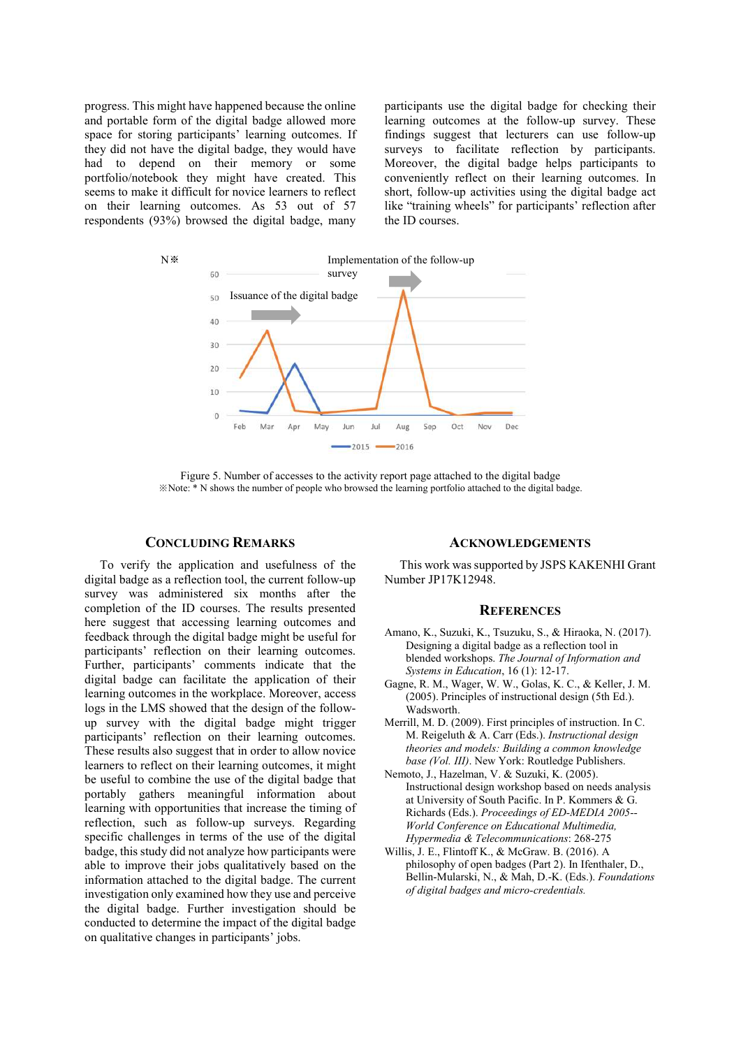progress. This might have happened because the online and portable form of the digital badge allowed more space for storing participants' learning outcomes. If they did not have the digital badge, they would have had to depend on their memory or some portfolio/notebook they might have created. This seems to make it difficult for novice learners to reflect on their learning outcomes. As 53 out of 57 respondents (93%) browsed the digital badge, many participants use the digital badge for checking their learning outcomes at the follow-up survey. These findings suggest that lecturers can use follow-up surveys to facilitate reflection by participants. Moreover, the digital badge helps participants to conveniently reflect on their learning outcomes. In short, follow-up activities using the digital badge act like "training wheels" for participants' reflection after the ID courses.

N※

Implementation of the follow-up survey

Issuance of the digital badge

60
50
40
30
20
10
0

Feb Mar Apr May Jun Jul Aug Sep Oct Nov Dec

2015 2016

Figure 5. Number of accesses to the activity report page attached to the digital badge

※Note: * N shows the number of people who browsed the learning portfolio attached to the digital badge.

## Concluding Remarks

To verify the application and usefulness of the digital badge as a reflection tool, the current follow-up survey was administered six months after the completion of the ID courses. The results presented here suggest that accessing learning outcomes and feedback through the digital badge might be useful for participants' reflection on their learning outcomes. Further, participants' comments indicate that the digital badge can facilitate the application of their learning outcomes in the workplace. Moreover, access logs in the LMS showed that the design of the follow-up survey with the digital badge might trigger participants' reflection on their learning outcomes. These results also suggest that in order to allow novice learners to reflect on their learning outcomes, it might be useful to combine the use of the digital badge that portably gathers meaningful information about learning with opportunities that increase the timing of reflection, such as follow-up surveys. Regarding specific challenges in terms of the use of the digital badge, this study did not analyze how participants were able to improve their jobs qualitatively based on the information attached to the digital badge. The current investigation only examined how they use and perceive the digital badge. Further investigation should be conducted to determine the impact of the digital badge on qualitative changes in participants' jobs.

## Acknowledgements

This work was supported by JSPS KAKENHI Grant Number JP17K12948.

## References

Amano, K., Suzuki, K., Tsuzuku, S., & Hiraoka, N. (2017). Designing a digital badge as a reflection tool in blended workshops. *The Journal of Information and Systems in Education*, 16 (1): 12-17.

Gagne, R. M., Wager, W. W., Golas, K. C., & Keller, J. M. (2005). Principles of instructional design (5th Ed.). Wadsworth.

Merrill, M. D. (2009). First principles of instruction. In C. M. Reigeluth & A. Carr (Eds.). *Instructional design theories and models: Building a common knowledge base (Vol. III)*. New York: Routledge Publishers.

Nemoto, J., Hazelman, V. & Suzuki, K. (2005). Instructional design workshop based on needs analysis at University of South Pacific. In P. Kommers & G. Richards (Eds.). *Proceedings of ED-MEDIA 2005--World Conference on Educational Multimedia, Hypermedia & Telecommunications*: 268-275

Willis, J. E., Flintoff K., & McGraw. B. (2016). A philosophy of open badges (Part 2). In Ifenthaler, D., Bellin-Mularski, N., & Mah, D.-K. (Eds.). *Foundations of digital badges and micro-credentials.*